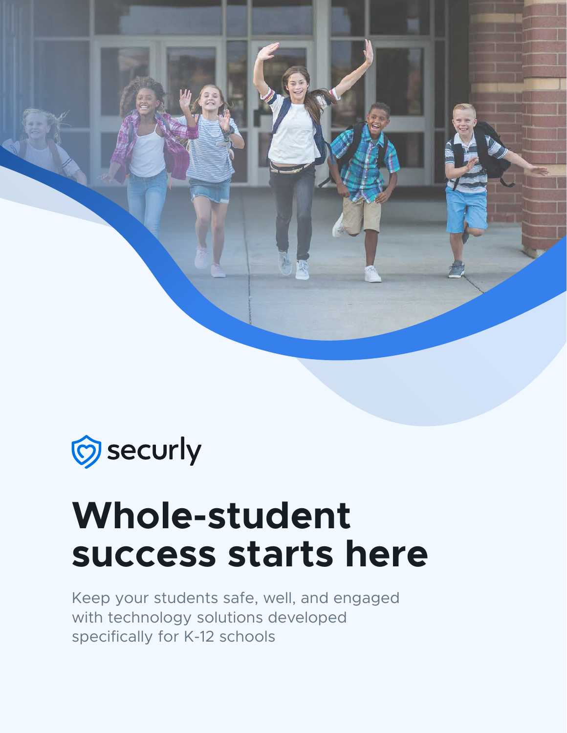securly

# Whole-student success starts here

Keep your students safe, well, and engaged with technology solutions developed specifically for K-12 schools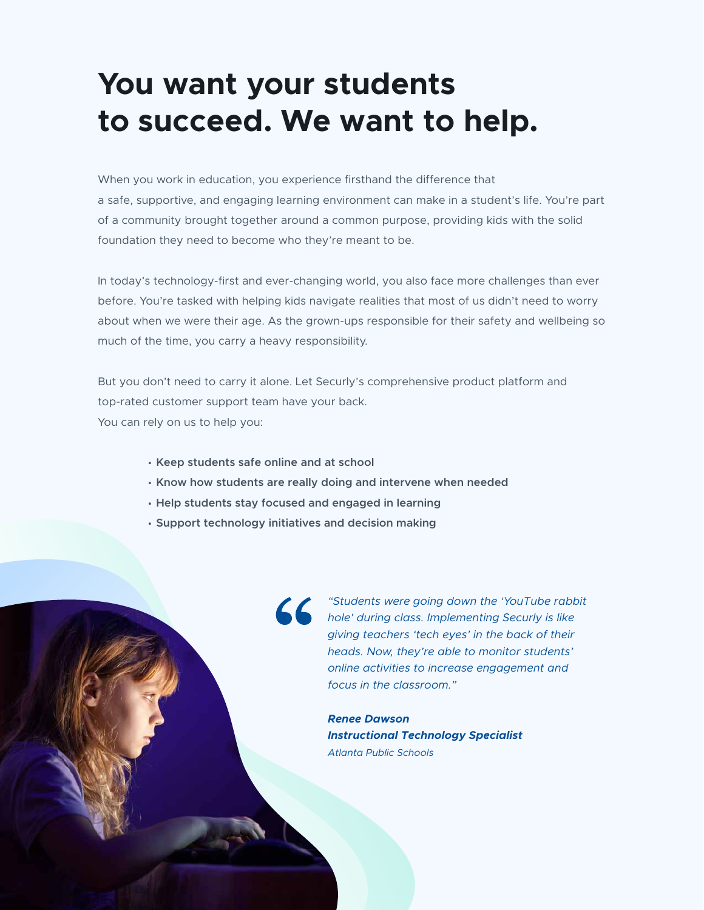# You want your students to succeed. We want to help.

When you work in education, you experience firsthand the difference that a safe, supportive, and engaging learning environment can make in a student's life. You're part of a community brought together around a common purpose, providing kids with the solid foundation they need to become who they're meant to be.

In today's technology-first and ever-changing world, you also face more challenges than ever before. You're tasked with helping kids navigate realities that most of us didn't need to worry about when we were their age. As the grown-ups responsible for their safety and wellbeing so much of the time, you carry a heavy responsibility.

But you don't need to carry it alone. Let Securly's comprehensive product platform and top-rated customer support team have your back.
You can rely on us to help you:

- **Keep students safe online and at school**
- **Know how students are really doing and intervene when needed**
- **Help students stay focused and engaged in learning**
- **Support technology initiatives and decision making**

> *"Students were going down the 'YouTube rabbit hole' during class. Implementing Securly is like giving teachers 'tech eyes' in the back of their heads. Now, they're able to monitor students' online activities to increase engagement and focus in the classroom."*
>
> ***Renee Dawson***
> ***Instructional Technology Specialist***
> *Atlanta Public Schools*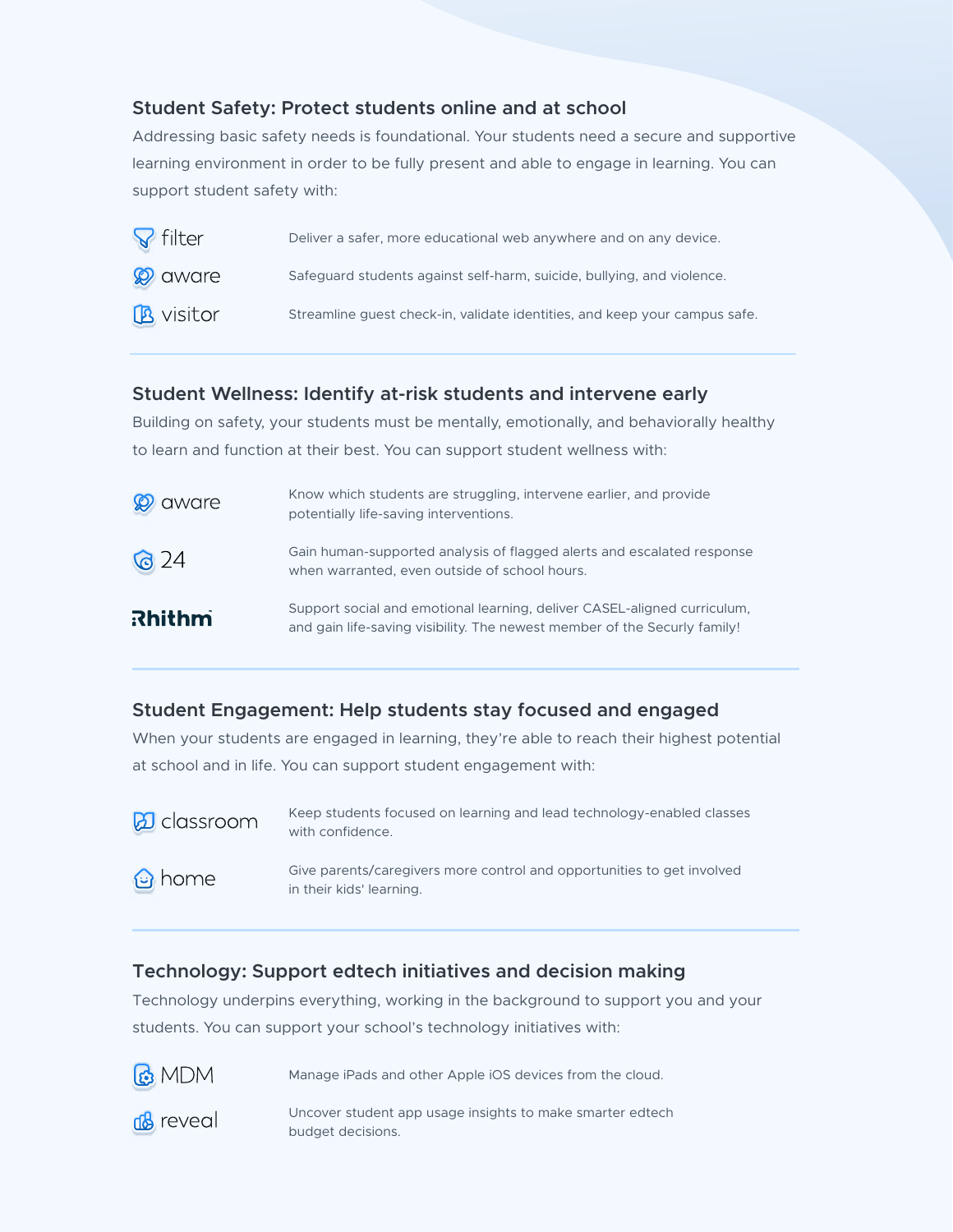## Student Safety: Protect students online and at school

Addressing basic safety needs is foundational. Your students need a secure and supportive learning environment in order to be fully present and able to engage in learning. You can support student safety with:

| | |
|---|---|
| filter | Deliver a safer, more educational web anywhere and on any device. |
| aware | Safeguard students against self-harm, suicide, bullying, and violence. |
| visitor | Streamline guest check-in, validate identities, and keep your campus safe. |

## Student Wellness: Identify at-risk students and intervene early

Building on safety, your students must be mentally, emotionally, and behaviorally healthy to learn and function at their best. You can support student wellness with:

| | |
|---|---|
| aware | Know which students are struggling, intervene earlier, and provide potentially life-saving interventions. |
| 24 | Gain human-supported analysis of flagged alerts and escalated response when warranted, even outside of school hours. |
| Rhithm | Support social and emotional learning, deliver CASEL-aligned curriculum, and gain life-saving visibility. The newest member of the Securly family! |

## Student Engagement: Help students stay focused and engaged

When your students are engaged in learning, they're able to reach their highest potential at school and in life. You can support student engagement with:

| | |
|---|---|
| classroom | Keep students focused on learning and lead technology-enabled classes with confidence. |
| home | Give parents/caregivers more control and opportunities to get involved in their kids' learning. |

## Technology: Support edtech initiatives and decision making

Technology underpins everything, working in the background to support you and your students. You can support your school's technology initiatives with:

| | |
|---|---|
| MDM | Manage iPads and other Apple iOS devices from the cloud. |
| reveal | Uncover student app usage insights to make smarter edtech budget decisions. |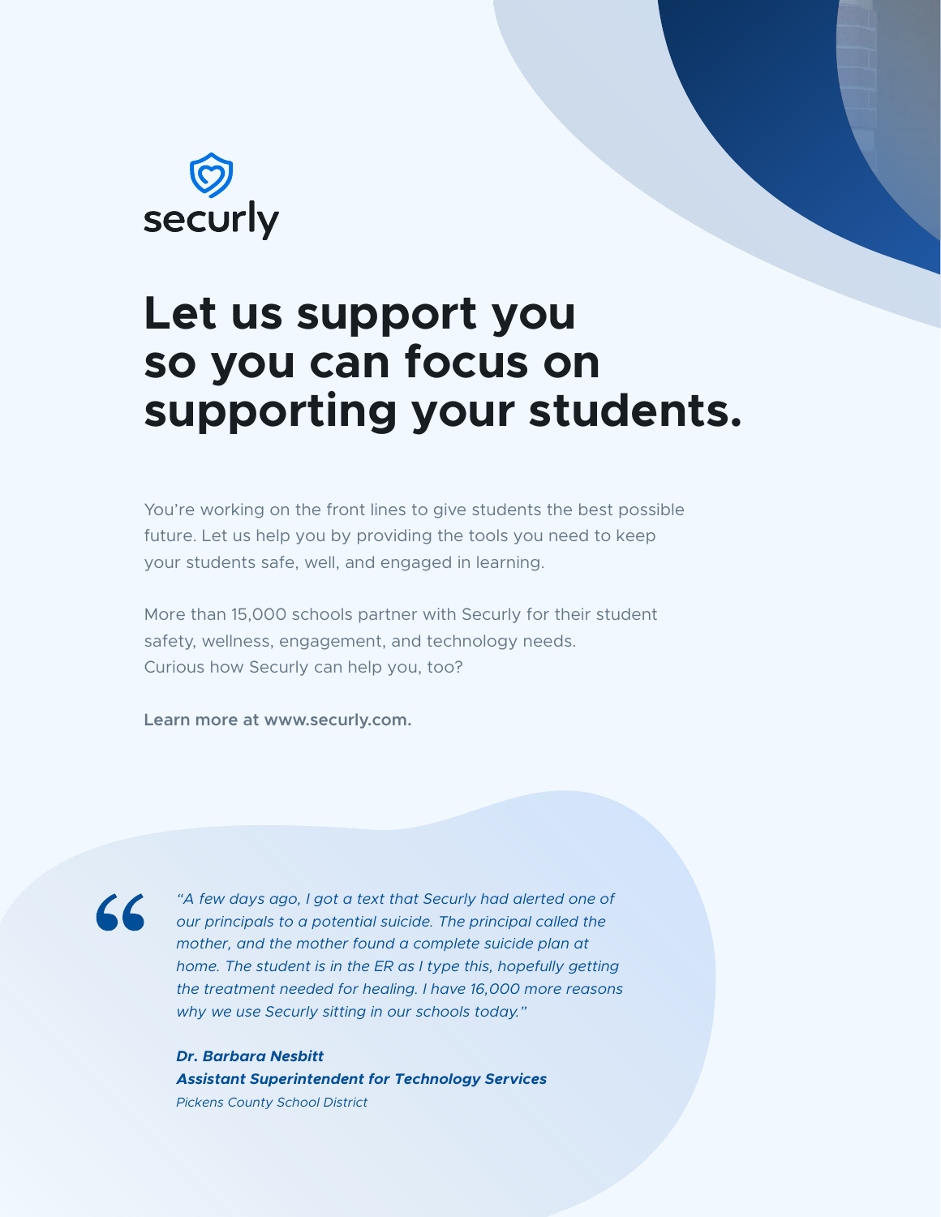securly

# Let us support you so you can focus on supporting your students.

You're working on the front lines to give students the best possible future. Let us help you by providing the tools you need to keep your students safe, well, and engaged in learning.

More than 15,000 schools partner with Securly for their student safety, wellness, engagement, and technology needs. Curious how Securly can help you, too?

**Learn more at www.securly.com.**

> *"A few days ago, I got a text that Securly had alerted one of our principals to a potential suicide. The principal called the mother, and the mother found a complete suicide plan at home. The student is in the ER as I type this, hopefully getting the treatment needed for healing. I have 16,000 more reasons why we use Securly sitting in our schools today."*
>
> ***Dr. Barbara Nesbitt***
> ***Assistant Superintendent for Technology Services***
> *Pickens County School District*